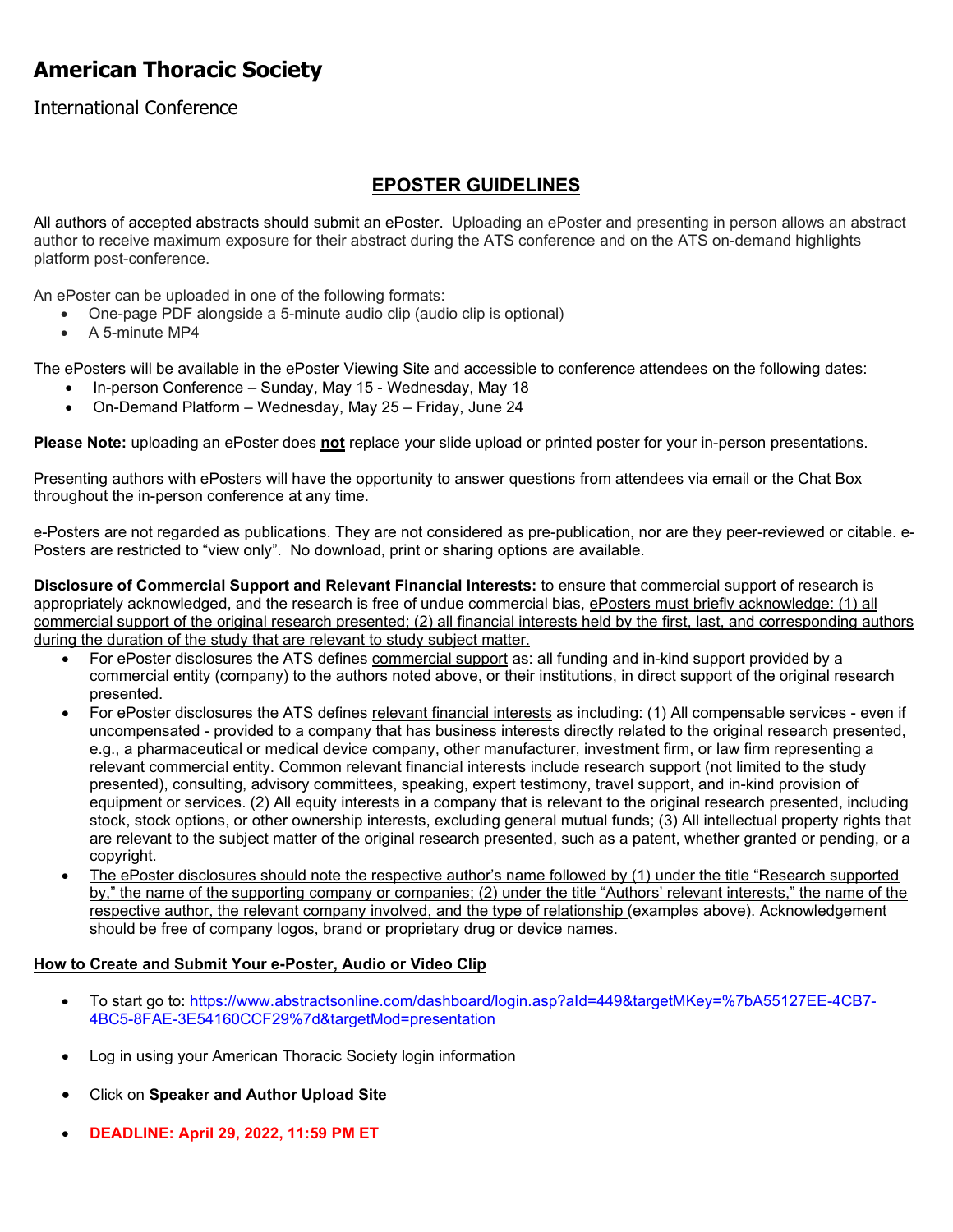# American Thoracic Society

International Conference

## EPOSTER GUIDELINES

All authors of accepted abstracts should submit an ePoster. Uploading an ePoster and presenting in person allows an abstract author to receive maximum exposure for their abstract during the ATS conference and on the ATS on-demand highlights platform post-conference.

An ePoster can be uploaded in one of the following formats:

- One-page PDF alongside a 5-minute audio clip (audio clip is optional)
- A 5-minute MP4

The ePosters will be available in the ePoster Viewing Site and accessible to conference attendees on the following dates:

- In-person Conference – Sunday, May 15 - Wednesday, May 18
- On-Demand Platform – Wednesday, May 25 – Friday, June 24

**Please Note:** uploading an ePoster does **not** replace your slide upload or printed poster for your in-person presentations.

Presenting authors with ePosters will have the opportunity to answer questions from attendees via email or the Chat Box throughout the in-person conference at any time.

e-Posters are not regarded as publications. They are not considered as pre-publication, nor are they peer-reviewed or citable. e-Posters are restricted to "view only". No download, print or sharing options are available.

**Disclosure of Commercial Support and Relevant Financial Interests:** to ensure that commercial support of research is appropriately acknowledged, and the research is free of undue commercial bias, ePosters must briefly acknowledge: (1) all commercial support of the original research presented; (2) all financial interests held by the first, last, and corresponding authors during the duration of the study that are relevant to study subject matter.

- For ePoster disclosures the ATS defines commercial support as: all funding and in-kind support provided by a commercial entity (company) to the authors noted above, or their institutions, in direct support of the original research presented.
- For ePoster disclosures the ATS defines relevant financial interests as including: (1) All compensable services - even if uncompensated - provided to a company that has business interests directly related to the original research presented, e.g., a pharmaceutical or medical device company, other manufacturer, investment firm, or law firm representing a relevant commercial entity. Common relevant financial interests include research support (not limited to the study presented), consulting, advisory committees, speaking, expert testimony, travel support, and in-kind provision of equipment or services. (2) All equity interests in a company that is relevant to the original research presented, including stock, stock options, or other ownership interests, excluding general mutual funds; (3) All intellectual property rights that are relevant to the subject matter of the original research presented, such as a patent, whether granted or pending, or a copyright.
- The ePoster disclosures should note the respective author's name followed by (1) under the title "Research supported by," the name of the supporting company or companies; (2) under the title "Authors' relevant interests," the name of the respective author, the relevant company involved, and the type of relationship (examples above). Acknowledgement should be free of company logos, brand or proprietary drug or device names.

**How to Create and Submit Your e-Poster, Audio or Video Clip**

- To start go to: https://www.abstractsonline.com/dashboard/login.asp?aId=449&targetMKey=%7bA55127EE-4CB7-4BC5-8FAE-3E54160CCF29%7d&targetMod=presentation
- Log in using your American Thoracic Society login information
- Click on **Speaker and Author Upload Site**
- **DEADLINE: April 29, 2022, 11:59 PM ET**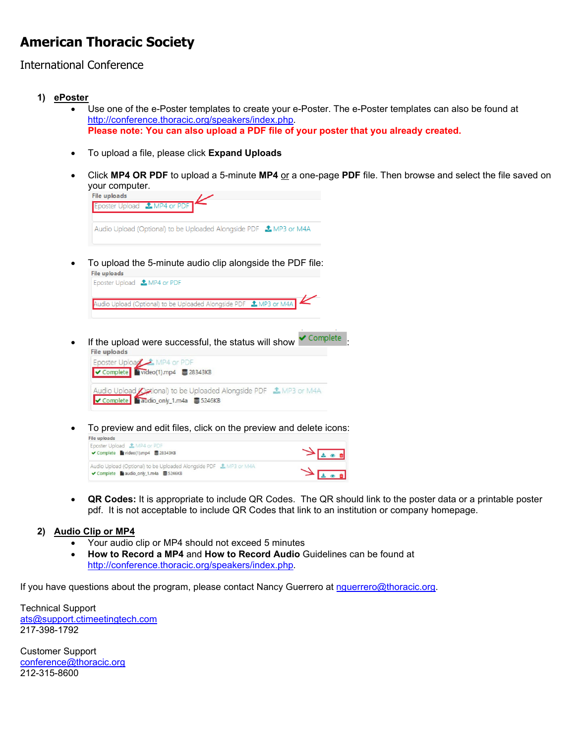# American Thoracic Society

International Conference

1) **ePoster**
   - Use one of the e-Poster templates to create your e-Poster. The e-Poster templates can also be found at http://conference.thoracic.org/speakers/index.php.
     **Please note: You can also upload a PDF file of your poster that you already created.**
   - To upload a file, please click **Expand Uploads**
   - Click **MP4 OR PDF** to upload a 5-minute **MP4** or a one-page **PDF** file. Then browse and select the file saved on your computer.
   - To upload the 5-minute audio clip alongside the PDF file:
   - If the upload were successful, the status will show ✔ Complete:
   - To preview and edit files, click on the preview and delete icons:
   - **QR Codes:** It is appropriate to include QR Codes. The QR should link to the poster data or a printable poster pdf. It is not acceptable to include QR Codes that link to an institution or company homepage.

2) **Audio Clip or MP4**
   - Your audio clip or MP4 should not exceed 5 minutes
   - **How to Record a MP4** and **How to Record Audio** Guidelines can be found at http://conference.thoracic.org/speakers/index.php.

If you have questions about the program, please contact Nancy Guerrero at nguerrero@thoracic.org.

Technical Support
ats@support.ctimeetingtech.com
217-398-1792

Customer Support
conference@thoracic.org
212-315-8600